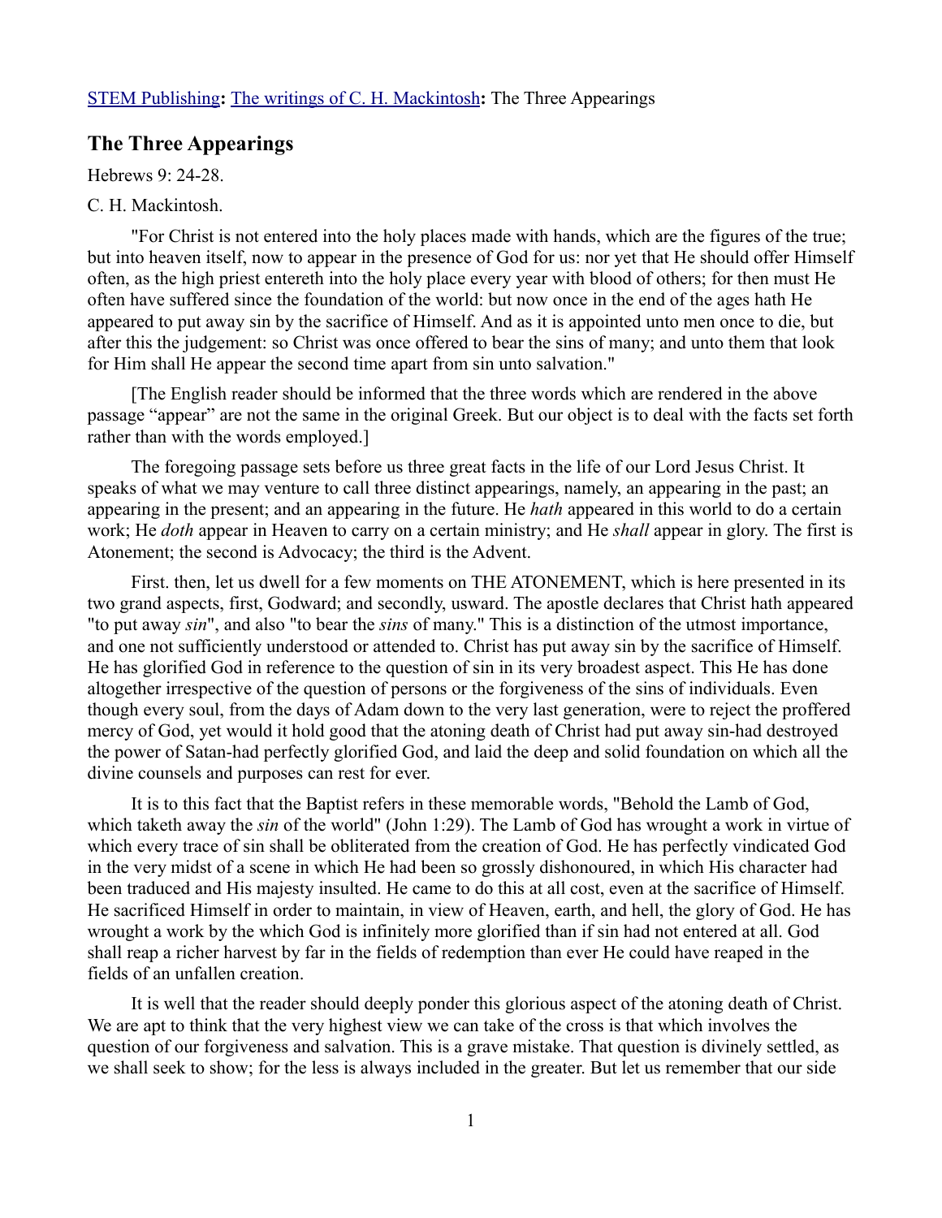STEM Publishing**:** The writings of C. H. Mackintosh**:** The Three Appearings

## The Three Appearings

Hebrews 9: 24-28.

C. H. Mackintosh.

"For Christ is not entered into the holy places made with hands, which are the figures of the true; but into heaven itself, now to appear in the presence of God for us: nor yet that He should offer Himself often, as the high priest entereth into the holy place every year with blood of others; for then must He often have suffered since the foundation of the world: but now once in the end of the ages hath He appeared to put away sin by the sacrifice of Himself. And as it is appointed unto men once to die, but after this the judgement: so Christ was once offered to bear the sins of many; and unto them that look for Him shall He appear the second time apart from sin unto salvation."

[The English reader should be informed that the three words which are rendered in the above passage "appear" are not the same in the original Greek. But our object is to deal with the facts set forth rather than with the words employed.]

The foregoing passage sets before us three great facts in the life of our Lord Jesus Christ. It speaks of what we may venture to call three distinct appearings, namely, an appearing in the past; an appearing in the present; and an appearing in the future. He *hath* appeared in this world to do a certain work; He *doth* appear in Heaven to carry on a certain ministry; and He *shall* appear in glory. The first is Atonement; the second is Advocacy; the third is the Advent.

First. then, let us dwell for a few moments on THE ATONEMENT, which is here presented in its two grand aspects, first, Godward; and secondly, usward. The apostle declares that Christ hath appeared "to put away *sin*", and also "to bear the *sins* of many." This is a distinction of the utmost importance, and one not sufficiently understood or attended to. Christ has put away sin by the sacrifice of Himself. He has glorified God in reference to the question of sin in its very broadest aspect. This He has done altogether irrespective of the question of persons or the forgiveness of the sins of individuals. Even though every soul, from the days of Adam down to the very last generation, were to reject the proffered mercy of God, yet would it hold good that the atoning death of Christ had put away sin-had destroyed the power of Satan-had perfectly glorified God, and laid the deep and solid foundation on which all the divine counsels and purposes can rest for ever.

It is to this fact that the Baptist refers in these memorable words, "Behold the Lamb of God, which taketh away the *sin* of the world" (John 1:29). The Lamb of God has wrought a work in virtue of which every trace of sin shall be obliterated from the creation of God. He has perfectly vindicated God in the very midst of a scene in which He had been so grossly dishonoured, in which His character had been traduced and His majesty insulted. He came to do this at all cost, even at the sacrifice of Himself. He sacrificed Himself in order to maintain, in view of Heaven, earth, and hell, the glory of God. He has wrought a work by the which God is infinitely more glorified than if sin had not entered at all. God shall reap a richer harvest by far in the fields of redemption than ever He could have reaped in the fields of an unfallen creation.

It is well that the reader should deeply ponder this glorious aspect of the atoning death of Christ. We are apt to think that the very highest view we can take of the cross is that which involves the question of our forgiveness and salvation. This is a grave mistake. That question is divinely settled, as we shall seek to show; for the less is always included in the greater. But let us remember that our side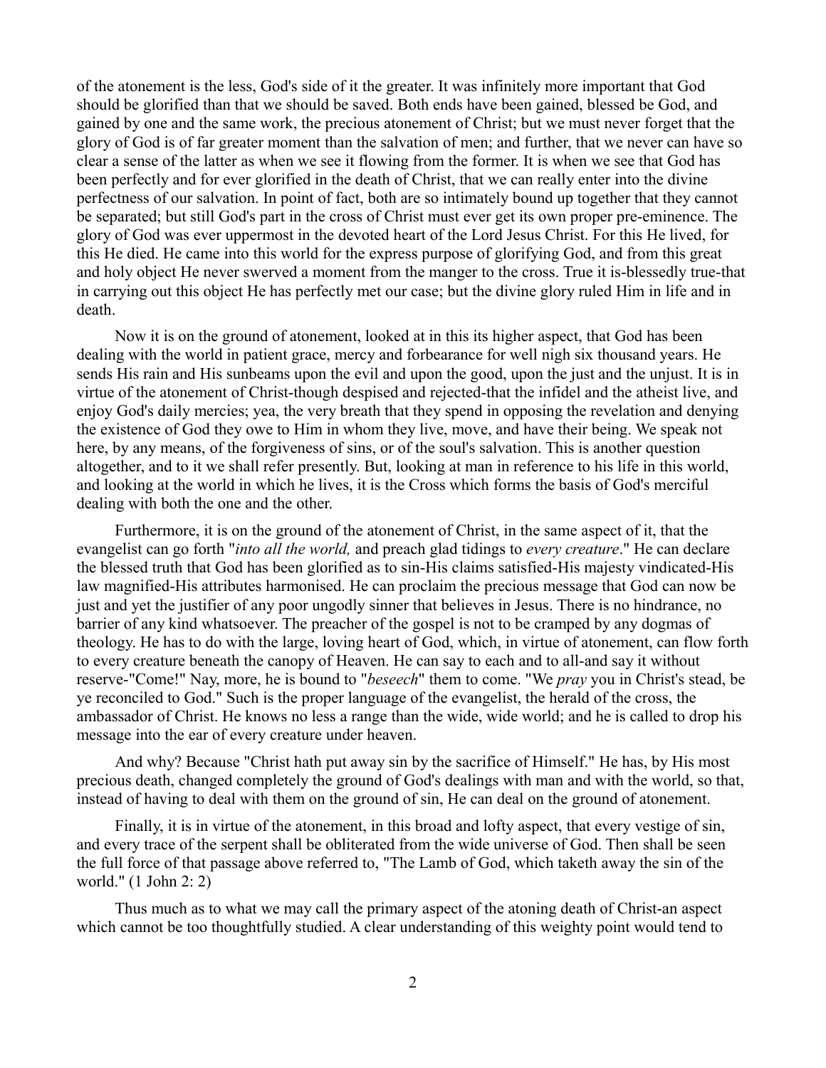of the atonement is the less, God's side of it the greater. It was infinitely more important that God should be glorified than that we should be saved. Both ends have been gained, blessed be God, and gained by one and the same work, the precious atonement of Christ; but we must never forget that the glory of God is of far greater moment than the salvation of men; and further, that we never can have so clear a sense of the latter as when we see it flowing from the former. It is when we see that God has been perfectly and for ever glorified in the death of Christ, that we can really enter into the divine perfectness of our salvation. In point of fact, both are so intimately bound up together that they cannot be separated; but still God's part in the cross of Christ must ever get its own proper pre-eminence. The glory of God was ever uppermost in the devoted heart of the Lord Jesus Christ. For this He lived, for this He died. He came into this world for the express purpose of glorifying God, and from this great and holy object He never swerved a moment from the manger to the cross. True it is-blessedly true-that in carrying out this object He has perfectly met our case; but the divine glory ruled Him in life and in death.

Now it is on the ground of atonement, looked at in this its higher aspect, that God has been dealing with the world in patient grace, mercy and forbearance for well nigh six thousand years. He sends His rain and His sunbeams upon the evil and upon the good, upon the just and the unjust. It is in virtue of the atonement of Christ-though despised and rejected-that the infidel and the atheist live, and enjoy God's daily mercies; yea, the very breath that they spend in opposing the revelation and denying the existence of God they owe to Him in whom they live, move, and have their being. We speak not here, by any means, of the forgiveness of sins, or of the soul's salvation. This is another question altogether, and to it we shall refer presently. But, looking at man in reference to his life in this world, and looking at the world in which he lives, it is the Cross which forms the basis of God's merciful dealing with both the one and the other.

Furthermore, it is on the ground of the atonement of Christ, in the same aspect of it, that the evangelist can go forth "*into all the world,* and preach glad tidings to *every creature*." He can declare the blessed truth that God has been glorified as to sin-His claims satisfied-His majesty vindicated-His law magnified-His attributes harmonised. He can proclaim the precious message that God can now be just and yet the justifier of any poor ungodly sinner that believes in Jesus. There is no hindrance, no barrier of any kind whatsoever. The preacher of the gospel is not to be cramped by any dogmas of theology. He has to do with the large, loving heart of God, which, in virtue of atonement, can flow forth to every creature beneath the canopy of Heaven. He can say to each and to all-and say it without reserve-"Come!" Nay, more, he is bound to "*beseech*" them to come. "We *pray* you in Christ's stead, be ye reconciled to God." Such is the proper language of the evangelist, the herald of the cross, the ambassador of Christ. He knows no less a range than the wide, wide world; and he is called to drop his message into the ear of every creature under heaven.

And why? Because "Christ hath put away sin by the sacrifice of Himself." He has, by His most precious death, changed completely the ground of God's dealings with man and with the world, so that, instead of having to deal with them on the ground of sin, He can deal on the ground of atonement.

Finally, it is in virtue of the atonement, in this broad and lofty aspect, that every vestige of sin, and every trace of the serpent shall be obliterated from the wide universe of God. Then shall be seen the full force of that passage above referred to, "The Lamb of God, which taketh away the sin of the world." (1 John 2: 2)

Thus much as to what we may call the primary aspect of the atoning death of Christ-an aspect which cannot be too thoughtfully studied. A clear understanding of this weighty point would tend to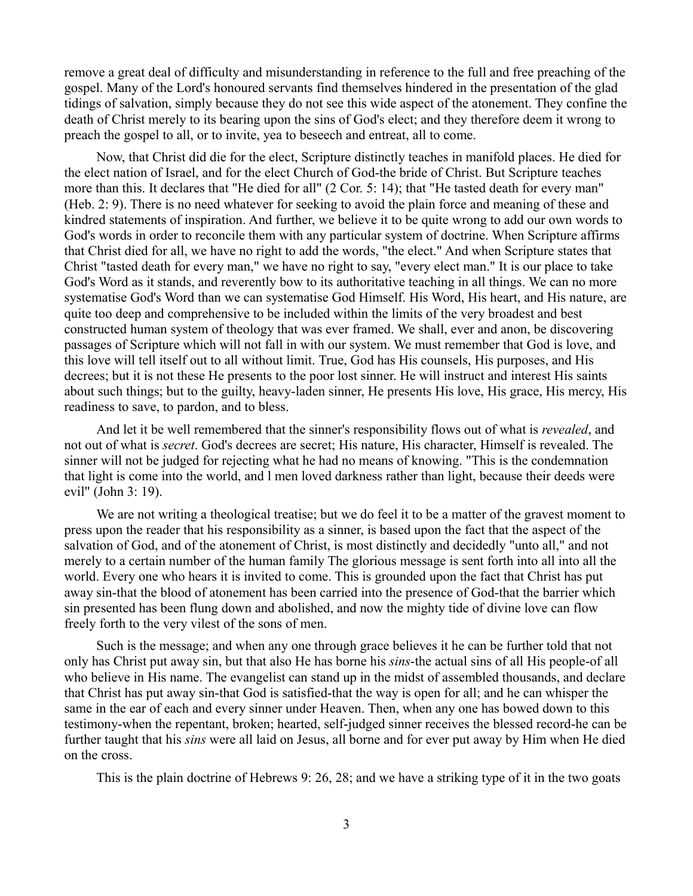remove a great deal of difficulty and misunderstanding in reference to the full and free preaching of the gospel. Many of the Lord's honoured servants find themselves hindered in the presentation of the glad tidings of salvation, simply because they do not see this wide aspect of the atonement. They confine the death of Christ merely to its bearing upon the sins of God's elect; and they therefore deem it wrong to preach the gospel to all, or to invite, yea to beseech and entreat, all to come.

Now, that Christ did die for the elect, Scripture distinctly teaches in manifold places. He died for the elect nation of Israel, and for the elect Church of God-the bride of Christ. But Scripture teaches more than this. It declares that "He died for all" (2 Cor. 5: 14); that "He tasted death for every man" (Heb. 2: 9). There is no need whatever for seeking to avoid the plain force and meaning of these and kindred statements of inspiration. And further, we believe it to be quite wrong to add our own words to God's words in order to reconcile them with any particular system of doctrine. When Scripture affirms that Christ died for all, we have no right to add the words, "the elect." And when Scripture states that Christ "tasted death for every man," we have no right to say, "every elect man." It is our place to take God's Word as it stands, and reverently bow to its authoritative teaching in all things. We can no more systematise God's Word than we can systematise God Himself. His Word, His heart, and His nature, are quite too deep and comprehensive to be included within the limits of the very broadest and best constructed human system of theology that was ever framed. We shall, ever and anon, be discovering passages of Scripture which will not fall in with our system. We must remember that God is love, and this love will tell itself out to all without limit. True, God has His counsels, His purposes, and His decrees; but it is not these He presents to the poor lost sinner. He will instruct and interest His saints about such things; but to the guilty, heavy-laden sinner, He presents His love, His grace, His mercy, His readiness to save, to pardon, and to bless.

And let it be well remembered that the sinner's responsibility flows out of what is *revealed*, and not out of what is *secret*. God's decrees are secret; His nature, His character, Himself is revealed. The sinner will not be judged for rejecting what he had no means of knowing. "This is the condemnation that light is come into the world, and l men loved darkness rather than light, because their deeds were evil" (John 3: 19).

We are not writing a theological treatise; but we do feel it to be a matter of the gravest moment to press upon the reader that his responsibility as a sinner, is based upon the fact that the aspect of the salvation of God, and of the atonement of Christ, is most distinctly and decidedly "unto all," and not merely to a certain number of the human family The glorious message is sent forth into all into all the world. Every one who hears it is invited to come. This is grounded upon the fact that Christ has put away sin-that the blood of atonement has been carried into the presence of God-that the barrier which sin presented has been flung down and abolished, and now the mighty tide of divine love can flow freely forth to the very vilest of the sons of men.

Such is the message; and when any one through grace believes it he can be further told that not only has Christ put away sin, but that also He has borne his *sins*-the actual sins of all His people-of all who believe in His name. The evangelist can stand up in the midst of assembled thousands, and declare that Christ has put away sin-that God is satisfied-that the way is open for all; and he can whisper the same in the ear of each and every sinner under Heaven. Then, when any one has bowed down to this testimony-when the repentant, broken; hearted, self-judged sinner receives the blessed record-he can be further taught that his *sins* were all laid on Jesus, all borne and for ever put away by Him when He died on the cross.

This is the plain doctrine of Hebrews 9: 26, 28; and we have a striking type of it in the two goats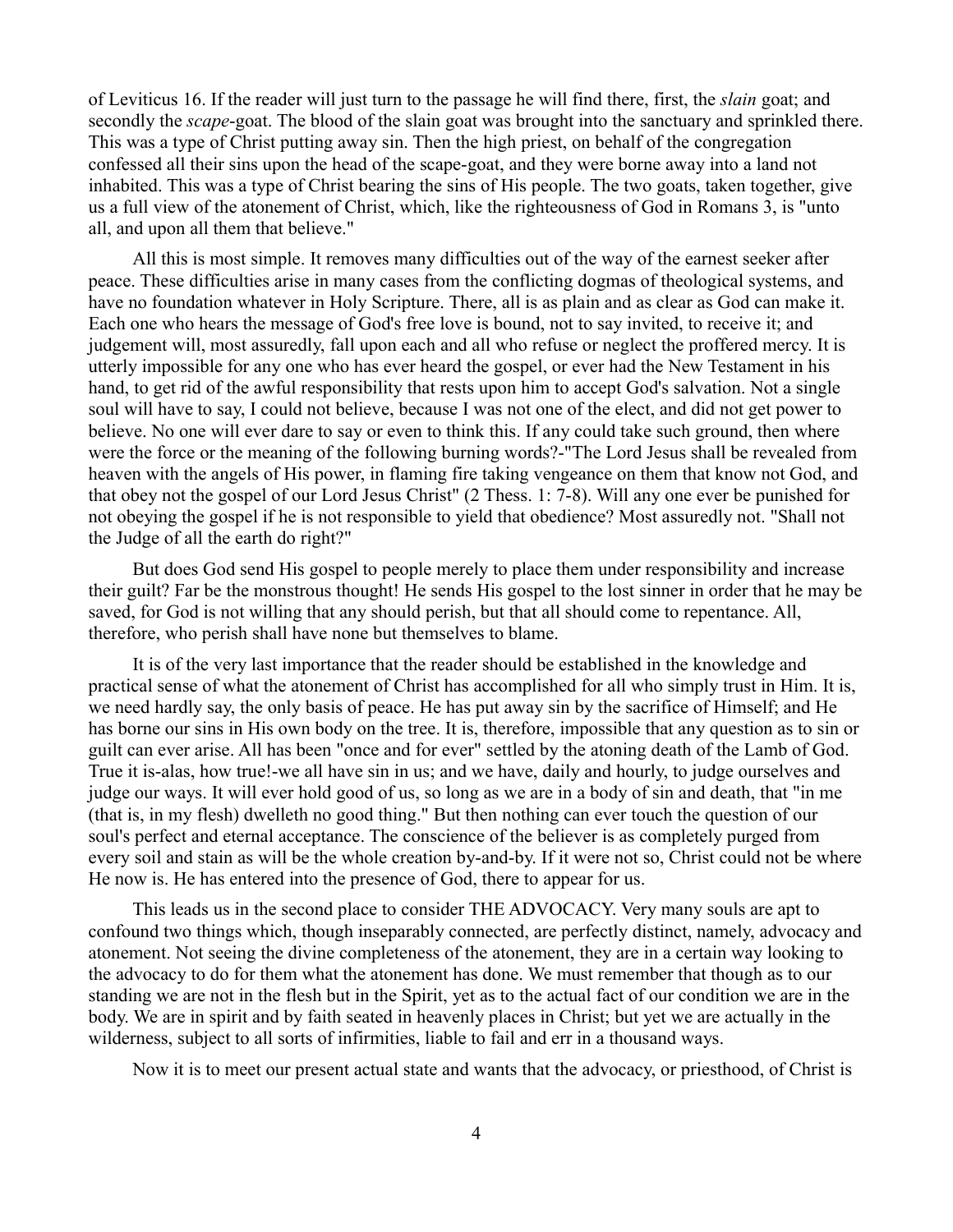of Leviticus 16. If the reader will just turn to the passage he will find there, first, the *slain* goat; and secondly the *scape*-goat. The blood of the slain goat was brought into the sanctuary and sprinkled there. This was a type of Christ putting away sin. Then the high priest, on behalf of the congregation confessed all their sins upon the head of the scape-goat, and they were borne away into a land not inhabited. This was a type of Christ bearing the sins of His people. The two goats, taken together, give us a full view of the atonement of Christ, which, like the righteousness of God in Romans 3, is "unto all, and upon all them that believe."

All this is most simple. It removes many difficulties out of the way of the earnest seeker after peace. These difficulties arise in many cases from the conflicting dogmas of theological systems, and have no foundation whatever in Holy Scripture. There, all is as plain and as clear as God can make it. Each one who hears the message of God's free love is bound, not to say invited, to receive it; and judgement will, most assuredly, fall upon each and all who refuse or neglect the proffered mercy. It is utterly impossible for any one who has ever heard the gospel, or ever had the New Testament in his hand, to get rid of the awful responsibility that rests upon him to accept God's salvation. Not a single soul will have to say, I could not believe, because I was not one of the elect, and did not get power to believe. No one will ever dare to say or even to think this. If any could take such ground, then where were the force or the meaning of the following burning words?-"The Lord Jesus shall be revealed from heaven with the angels of His power, in flaming fire taking vengeance on them that know not God, and that obey not the gospel of our Lord Jesus Christ" (2 Thess. 1: 7-8). Will any one ever be punished for not obeying the gospel if he is not responsible to yield that obedience? Most assuredly not. "Shall not the Judge of all the earth do right?"

But does God send His gospel to people merely to place them under responsibility and increase their guilt? Far be the monstrous thought! He sends His gospel to the lost sinner in order that he may be saved, for God is not willing that any should perish, but that all should come to repentance. All, therefore, who perish shall have none but themselves to blame.

It is of the very last importance that the reader should be established in the knowledge and practical sense of what the atonement of Christ has accomplished for all who simply trust in Him. It is, we need hardly say, the only basis of peace. He has put away sin by the sacrifice of Himself; and He has borne our sins in His own body on the tree. It is, therefore, impossible that any question as to sin or guilt can ever arise. All has been "once and for ever" settled by the atoning death of the Lamb of God. True it is-alas, how true!-we all have sin in us; and we have, daily and hourly, to judge ourselves and judge our ways. It will ever hold good of us, so long as we are in a body of sin and death, that "in me (that is, in my flesh) dwelleth no good thing." But then nothing can ever touch the question of our soul's perfect and eternal acceptance. The conscience of the believer is as completely purged from every soil and stain as will be the whole creation by-and-by. If it were not so, Christ could not be where He now is. He has entered into the presence of God, there to appear for us.

This leads us in the second place to consider THE ADVOCACY. Very many souls are apt to confound two things which, though inseparably connected, are perfectly distinct, namely, advocacy and atonement. Not seeing the divine completeness of the atonement, they are in a certain way looking to the advocacy to do for them what the atonement has done. We must remember that though as to our standing we are not in the flesh but in the Spirit, yet as to the actual fact of our condition we are in the body. We are in spirit and by faith seated in heavenly places in Christ; but yet we are actually in the wilderness, subject to all sorts of infirmities, liable to fail and err in a thousand ways.

Now it is to meet our present actual state and wants that the advocacy, or priesthood, of Christ is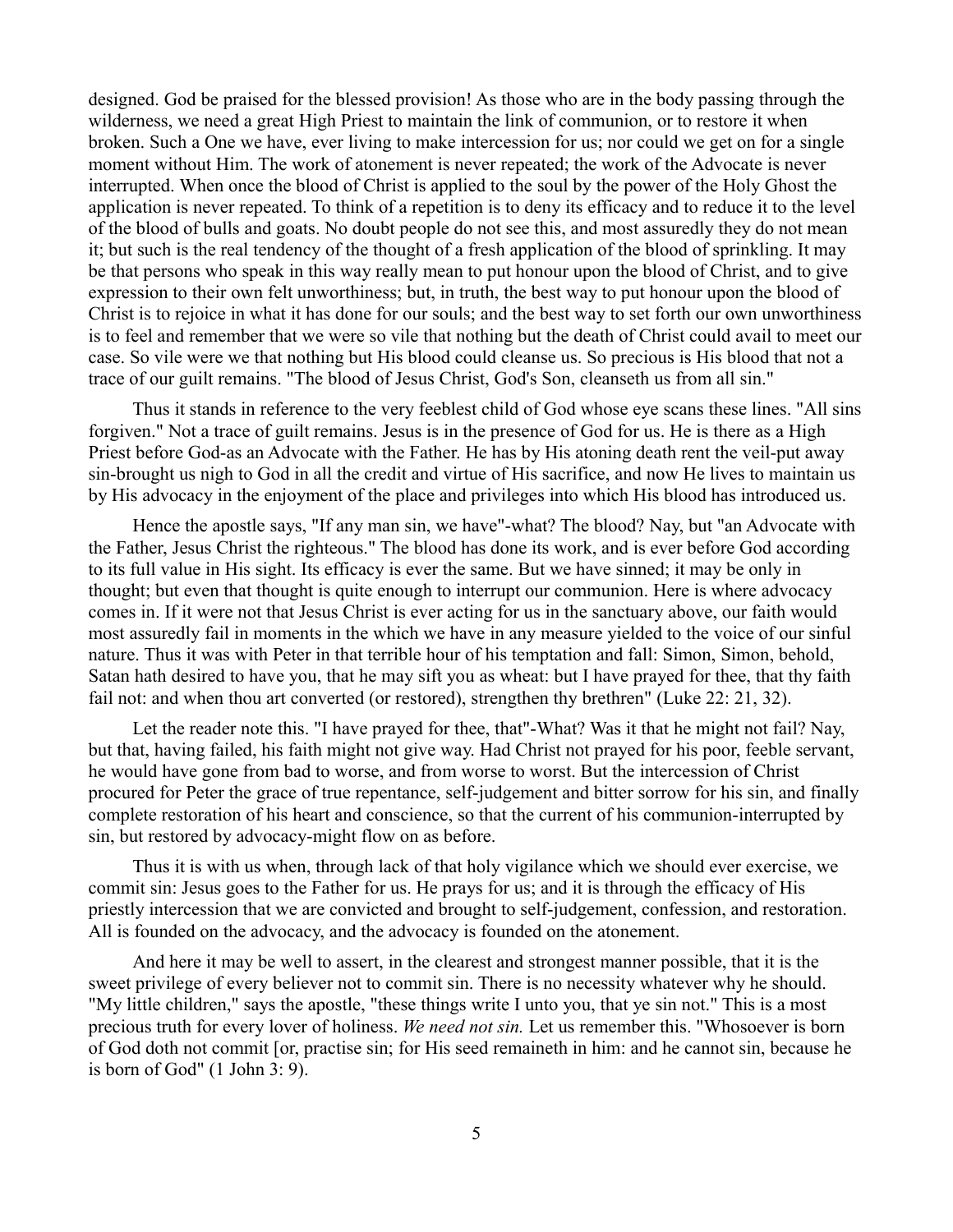designed. God be praised for the blessed provision! As those who are in the body passing through the wilderness, we need a great High Priest to maintain the link of communion, or to restore it when broken. Such a One we have, ever living to make intercession for us; nor could we get on for a single moment without Him. The work of atonement is never repeated; the work of the Advocate is never interrupted. When once the blood of Christ is applied to the soul by the power of the Holy Ghost the application is never repeated. To think of a repetition is to deny its efficacy and to reduce it to the level of the blood of bulls and goats. No doubt people do not see this, and most assuredly they do not mean it; but such is the real tendency of the thought of a fresh application of the blood of sprinkling. It may be that persons who speak in this way really mean to put honour upon the blood of Christ, and to give expression to their own felt unworthiness; but, in truth, the best way to put honour upon the blood of Christ is to rejoice in what it has done for our souls; and the best way to set forth our own unworthiness is to feel and remember that we were so vile that nothing but the death of Christ could avail to meet our case. So vile were we that nothing but His blood could cleanse us. So precious is His blood that not a trace of our guilt remains. "The blood of Jesus Christ, God's Son, cleanseth us from all sin."

Thus it stands in reference to the very feeblest child of God whose eye scans these lines. "All sins forgiven." Not a trace of guilt remains. Jesus is in the presence of God for us. He is there as a High Priest before God-as an Advocate with the Father. He has by His atoning death rent the veil-put away sin-brought us nigh to God in all the credit and virtue of His sacrifice, and now He lives to maintain us by His advocacy in the enjoyment of the place and privileges into which His blood has introduced us.

Hence the apostle says, "If any man sin, we have"-what? The blood? Nay, but "an Advocate with the Father, Jesus Christ the righteous." The blood has done its work, and is ever before God according to its full value in His sight. Its efficacy is ever the same. But we have sinned; it may be only in thought; but even that thought is quite enough to interrupt our communion. Here is where advocacy comes in. If it were not that Jesus Christ is ever acting for us in the sanctuary above, our faith would most assuredly fail in moments in the which we have in any measure yielded to the voice of our sinful nature. Thus it was with Peter in that terrible hour of his temptation and fall: Simon, Simon, behold, Satan hath desired to have you, that he may sift you as wheat: but I have prayed for thee, that thy faith fail not: and when thou art converted (or restored), strengthen thy brethren" (Luke 22: 21, 32).

Let the reader note this. "I have prayed for thee, that"-What? Was it that he might not fail? Nay, but that, having failed, his faith might not give way. Had Christ not prayed for his poor, feeble servant, he would have gone from bad to worse, and from worse to worst. But the intercession of Christ procured for Peter the grace of true repentance, self-judgement and bitter sorrow for his sin, and finally complete restoration of his heart and conscience, so that the current of his communion-interrupted by sin, but restored by advocacy-might flow on as before.

Thus it is with us when, through lack of that holy vigilance which we should ever exercise, we commit sin: Jesus goes to the Father for us. He prays for us; and it is through the efficacy of His priestly intercession that we are convicted and brought to self-judgement, confession, and restoration. All is founded on the advocacy, and the advocacy is founded on the atonement.

And here it may be well to assert, in the clearest and strongest manner possible, that it is the sweet privilege of every believer not to commit sin. There is no necessity whatever why he should. "My little children," says the apostle, "these things write I unto you, that ye sin not." This is a most precious truth for every lover of holiness. *We need not sin.* Let us remember this. "Whosoever is born of God doth not commit [or, practise sin; for His seed remaineth in him: and he cannot sin, because he is born of God" (1 John 3: 9).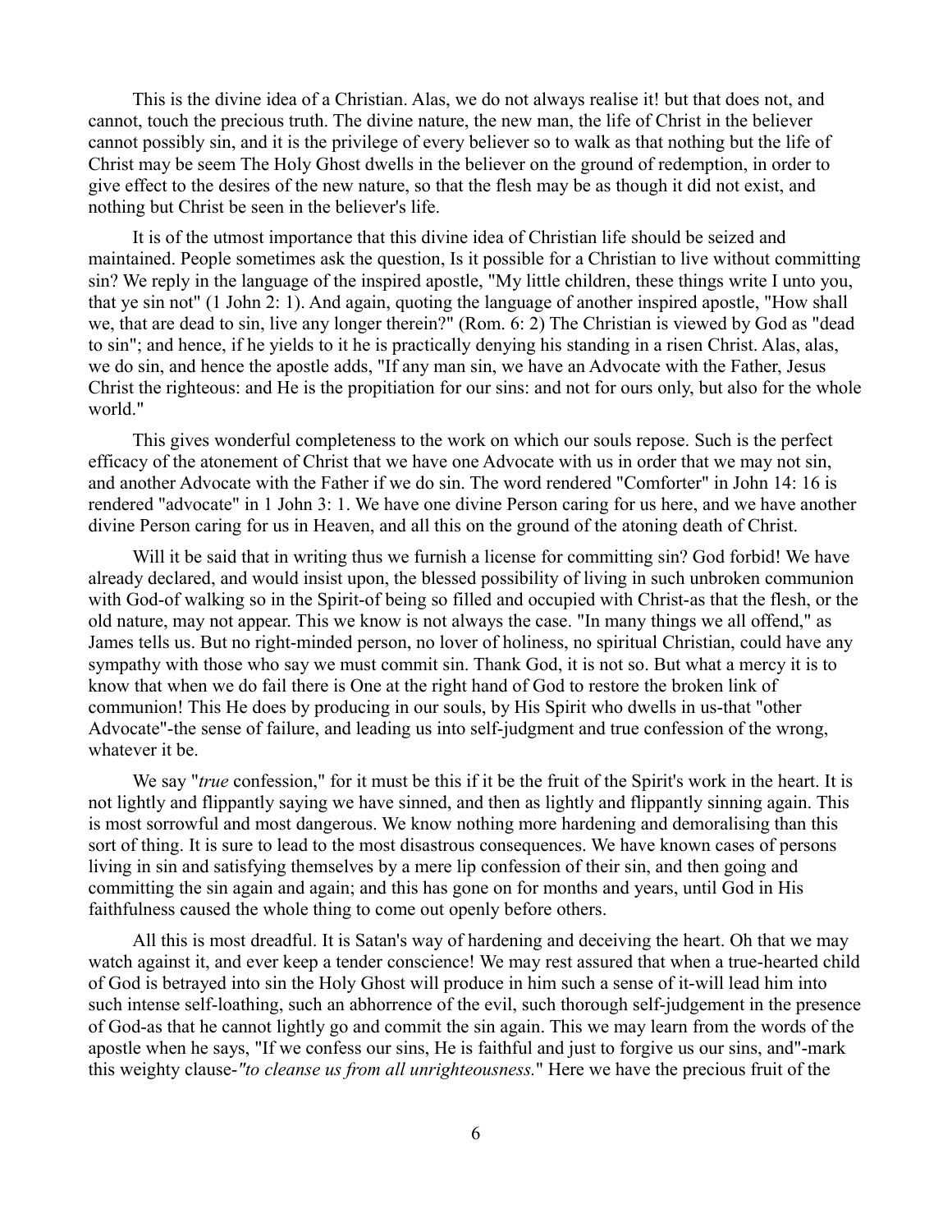This is the divine idea of a Christian. Alas, we do not always realise it! but that does not, and cannot, touch the precious truth. The divine nature, the new man, the life of Christ in the believer cannot possibly sin, and it is the privilege of every believer so to walk as that nothing but the life of Christ may be seem The Holy Ghost dwells in the believer on the ground of redemption, in order to give effect to the desires of the new nature, so that the flesh may be as though it did not exist, and nothing but Christ be seen in the believer's life.

It is of the utmost importance that this divine idea of Christian life should be seized and maintained. People sometimes ask the question, Is it possible for a Christian to live without committing sin? We reply in the language of the inspired apostle, "My little children, these things write I unto you, that ye sin not" (1 John 2: 1). And again, quoting the language of another inspired apostle, "How shall we, that are dead to sin, live any longer therein?" (Rom. 6: 2) The Christian is viewed by God as "dead to sin"; and hence, if he yields to it he is practically denying his standing in a risen Christ. Alas, alas, we do sin, and hence the apostle adds, "If any man sin, we have an Advocate with the Father, Jesus Christ the righteous: and He is the propitiation for our sins: and not for ours only, but also for the whole world."

This gives wonderful completeness to the work on which our souls repose. Such is the perfect efficacy of the atonement of Christ that we have one Advocate with us in order that we may not sin, and another Advocate with the Father if we do sin. The word rendered "Comforter" in John 14: 16 is rendered "advocate" in 1 John 3: 1. We have one divine Person caring for us here, and we have another divine Person caring for us in Heaven, and all this on the ground of the atoning death of Christ.

Will it be said that in writing thus we furnish a license for committing sin? God forbid! We have already declared, and would insist upon, the blessed possibility of living in such unbroken communion with God-of walking so in the Spirit-of being so filled and occupied with Christ-as that the flesh, or the old nature, may not appear. This we know is not always the case. "In many things we all offend," as James tells us. But no right-minded person, no lover of holiness, no spiritual Christian, could have any sympathy with those who say we must commit sin. Thank God, it is not so. But what a mercy it is to know that when we do fail there is One at the right hand of God to restore the broken link of communion! This He does by producing in our souls, by His Spirit who dwells in us-that "other Advocate"-the sense of failure, and leading us into self-judgment and true confession of the wrong, whatever it be.

We say "*true* confession," for it must be this if it be the fruit of the Spirit's work in the heart. It is not lightly and flippantly saying we have sinned, and then as lightly and flippantly sinning again. This is most sorrowful and most dangerous. We know nothing more hardening and demoralising than this sort of thing. It is sure to lead to the most disastrous consequences. We have known cases of persons living in sin and satisfying themselves by a mere lip confession of their sin, and then going and committing the sin again and again; and this has gone on for months and years, until God in His faithfulness caused the whole thing to come out openly before others.

All this is most dreadful. It is Satan's way of hardening and deceiving the heart. Oh that we may watch against it, and ever keep a tender conscience! We may rest assured that when a true-hearted child of God is betrayed into sin the Holy Ghost will produce in him such a sense of it-will lead him into such intense self-loathing, such an abhorrence of the evil, such thorough self-judgement in the presence of God-as that he cannot lightly go and commit the sin again. This we may learn from the words of the apostle when he says, "If we confess our sins, He is faithful and just to forgive us our sins, and"-mark this weighty clause-*"to cleanse us from all unrighteousness.*" Here we have the precious fruit of the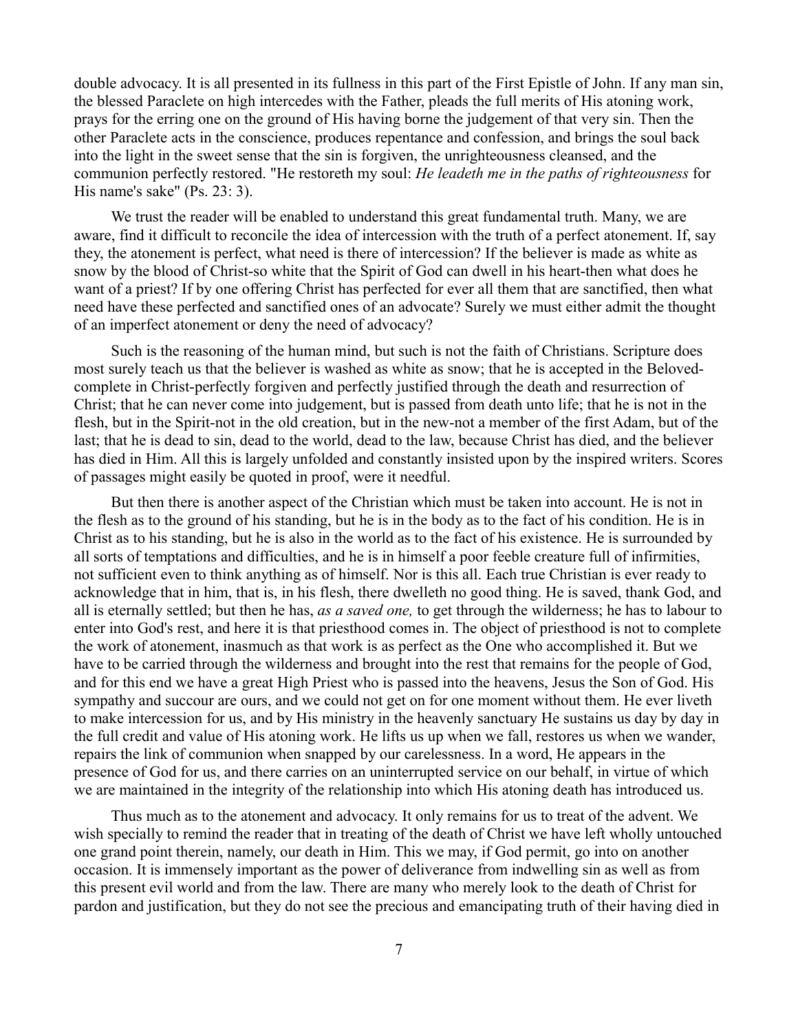double advocacy. It is all presented in its fullness in this part of the First Epistle of John. If any man sin, the blessed Paraclete on high intercedes with the Father, pleads the full merits of His atoning work, prays for the erring one on the ground of His having borne the judgement of that very sin. Then the other Paraclete acts in the conscience, produces repentance and confession, and brings the soul back into the light in the sweet sense that the sin is forgiven, the unrighteousness cleansed, and the communion perfectly restored. "He restoreth my soul: *He leadeth me in the paths of righteousness* for His name's sake" (Ps. 23: 3).

We trust the reader will be enabled to understand this great fundamental truth. Many, we are aware, find it difficult to reconcile the idea of intercession with the truth of a perfect atonement. If, say they, the atonement is perfect, what need is there of intercession? If the believer is made as white as snow by the blood of Christ-so white that the Spirit of God can dwell in his heart-then what does he want of a priest? If by one offering Christ has perfected for ever all them that are sanctified, then what need have these perfected and sanctified ones of an advocate? Surely we must either admit the thought of an imperfect atonement or deny the need of advocacy?

Such is the reasoning of the human mind, but such is not the faith of Christians. Scripture does most surely teach us that the believer is washed as white as snow; that he is accepted in the Beloved-complete in Christ-perfectly forgiven and perfectly justified through the death and resurrection of Christ; that he can never come into judgement, but is passed from death unto life; that he is not in the flesh, but in the Spirit-not in the old creation, but in the new-not a member of the first Adam, but of the last; that he is dead to sin, dead to the world, dead to the law, because Christ has died, and the believer has died in Him. All this is largely unfolded and constantly insisted upon by the inspired writers. Scores of passages might easily be quoted in proof, were it needful.

But then there is another aspect of the Christian which must be taken into account. He is not in the flesh as to the ground of his standing, but he is in the body as to the fact of his condition. He is in Christ as to his standing, but he is also in the world as to the fact of his existence. He is surrounded by all sorts of temptations and difficulties, and he is in himself a poor feeble creature full of infirmities, not sufficient even to think anything as of himself. Nor is this all. Each true Christian is ever ready to acknowledge that in him, that is, in his flesh, there dwelleth no good thing. He is saved, thank God, and all is eternally settled; but then he has, *as a saved one,* to get through the wilderness; he has to labour to enter into God's rest, and here it is that priesthood comes in. The object of priesthood is not to complete the work of atonement, inasmuch as that work is as perfect as the One who accomplished it. But we have to be carried through the wilderness and brought into the rest that remains for the people of God, and for this end we have a great High Priest who is passed into the heavens, Jesus the Son of God. His sympathy and succour are ours, and we could not get on for one moment without them. He ever liveth to make intercession for us, and by His ministry in the heavenly sanctuary He sustains us day by day in the full credit and value of His atoning work. He lifts us up when we fall, restores us when we wander, repairs the link of communion when snapped by our carelessness. In a word, He appears in the presence of God for us, and there carries on an uninterrupted service on our behalf, in virtue of which we are maintained in the integrity of the relationship into which His atoning death has introduced us.

Thus much as to the atonement and advocacy. It only remains for us to treat of the advent. We wish specially to remind the reader that in treating of the death of Christ we have left wholly untouched one grand point therein, namely, our death in Him. This we may, if God permit, go into on another occasion. It is immensely important as the power of deliverance from indwelling sin as well as from this present evil world and from the law. There are many who merely look to the death of Christ for pardon and justification, but they do not see the precious and emancipating truth of their having died in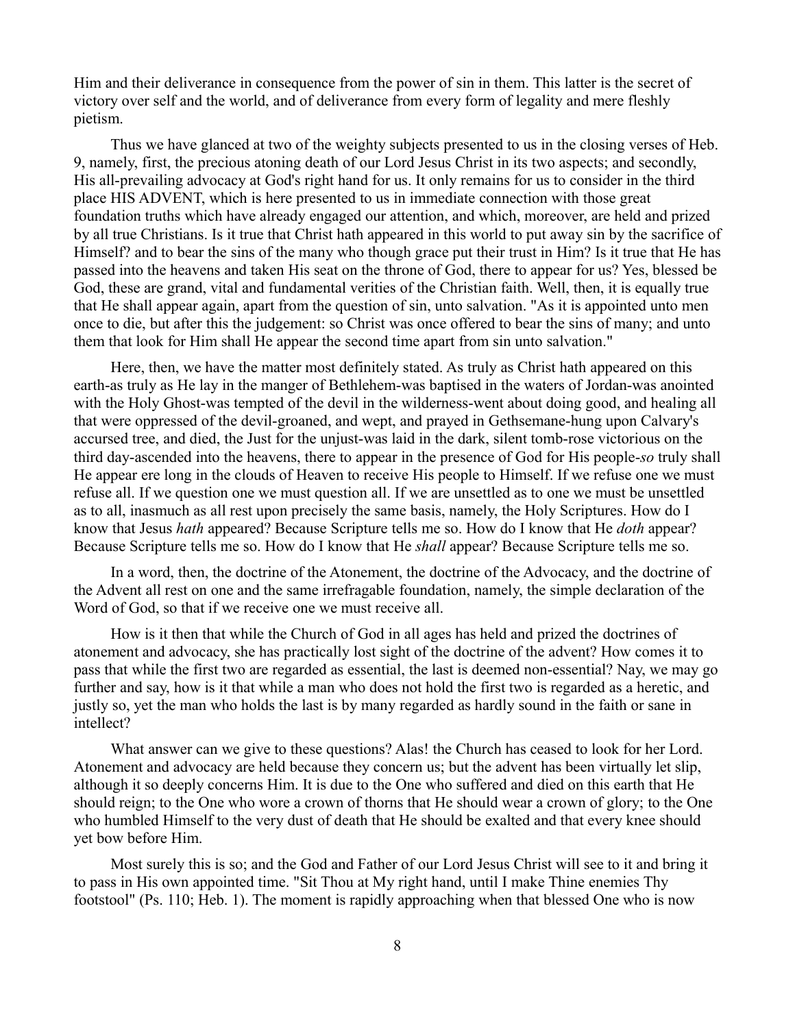Him and their deliverance in consequence from the power of sin in them. This latter is the secret of victory over self and the world, and of deliverance from every form of legality and mere fleshly pietism.

Thus we have glanced at two of the weighty subjects presented to us in the closing verses of Heb. 9, namely, first, the precious atoning death of our Lord Jesus Christ in its two aspects; and secondly, His all-prevailing advocacy at God's right hand for us. It only remains for us to consider in the third place HIS ADVENT, which is here presented to us in immediate connection with those great foundation truths which have already engaged our attention, and which, moreover, are held and prized by all true Christians. Is it true that Christ hath appeared in this world to put away sin by the sacrifice of Himself? and to bear the sins of the many who though grace put their trust in Him? Is it true that He has passed into the heavens and taken His seat on the throne of God, there to appear for us? Yes, blessed be God, these are grand, vital and fundamental verities of the Christian faith. Well, then, it is equally true that He shall appear again, apart from the question of sin, unto salvation. "As it is appointed unto men once to die, but after this the judgement: so Christ was once offered to bear the sins of many; and unto them that look for Him shall He appear the second time apart from sin unto salvation."

Here, then, we have the matter most definitely stated. As truly as Christ hath appeared on this earth-as truly as He lay in the manger of Bethlehem-was baptised in the waters of Jordan-was anointed with the Holy Ghost-was tempted of the devil in the wilderness-went about doing good, and healing all that were oppressed of the devil-groaned, and wept, and prayed in Gethsemane-hung upon Calvary's accursed tree, and died, the Just for the unjust-was laid in the dark, silent tomb-rose victorious on the third day-ascended into the heavens, there to appear in the presence of God for His people-*so* truly shall He appear ere long in the clouds of Heaven to receive His people to Himself. If we refuse one we must refuse all. If we question one we must question all. If we are unsettled as to one we must be unsettled as to all, inasmuch as all rest upon precisely the same basis, namely, the Holy Scriptures. How do I know that Jesus *hath* appeared? Because Scripture tells me so. How do I know that He *doth* appear? Because Scripture tells me so. How do I know that He *shall* appear? Because Scripture tells me so.

In a word, then, the doctrine of the Atonement, the doctrine of the Advocacy, and the doctrine of the Advent all rest on one and the same irrefragable foundation, namely, the simple declaration of the Word of God, so that if we receive one we must receive all.

How is it then that while the Church of God in all ages has held and prized the doctrines of atonement and advocacy, she has practically lost sight of the doctrine of the advent? How comes it to pass that while the first two are regarded as essential, the last is deemed non-essential? Nay, we may go further and say, how is it that while a man who does not hold the first two is regarded as a heretic, and justly so, yet the man who holds the last is by many regarded as hardly sound in the faith or sane in intellect?

What answer can we give to these questions? Alas! the Church has ceased to look for her Lord. Atonement and advocacy are held because they concern us; but the advent has been virtually let slip, although it so deeply concerns Him. It is due to the One who suffered and died on this earth that He should reign; to the One who wore a crown of thorns that He should wear a crown of glory; to the One who humbled Himself to the very dust of death that He should be exalted and that every knee should yet bow before Him.

Most surely this is so; and the God and Father of our Lord Jesus Christ will see to it and bring it to pass in His own appointed time. "Sit Thou at My right hand, until I make Thine enemies Thy footstool" (Ps. 110; Heb. 1). The moment is rapidly approaching when that blessed One who is now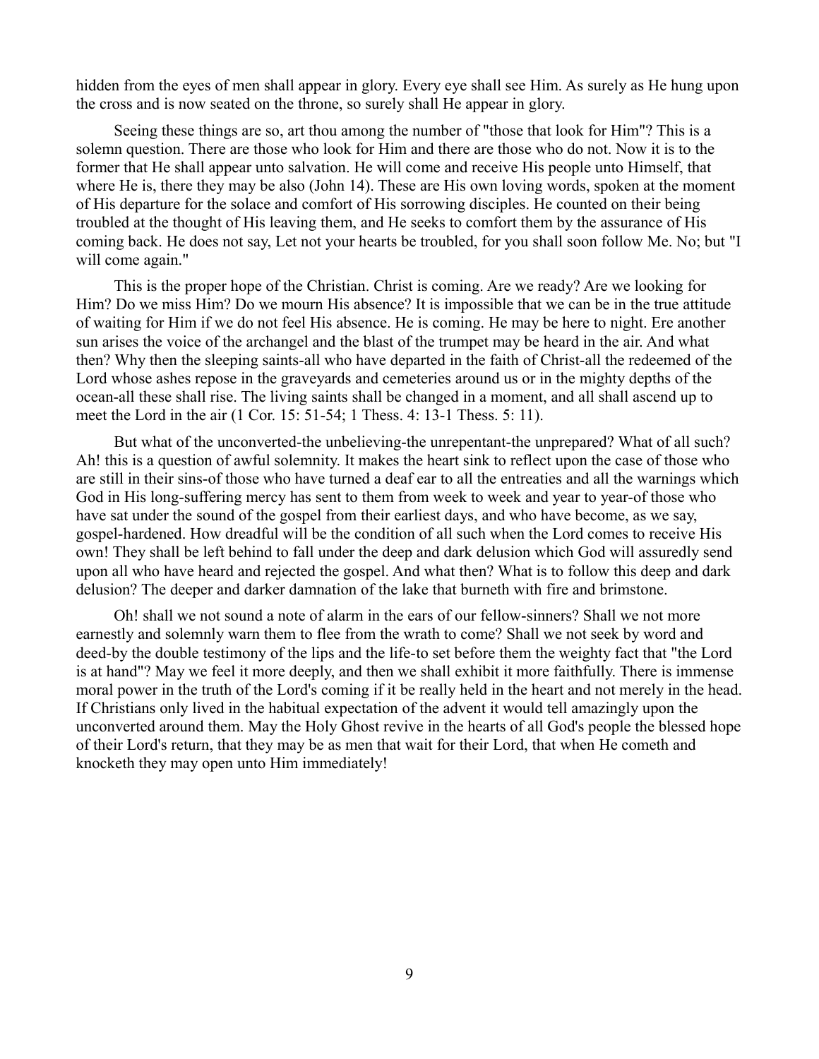hidden from the eyes of men shall appear in glory. Every eye shall see Him. As surely as He hung upon the cross and is now seated on the throne, so surely shall He appear in glory.

Seeing these things are so, art thou among the number of "those that look for Him"? This is a solemn question. There are those who look for Him and there are those who do not. Now it is to the former that He shall appear unto salvation. He will come and receive His people unto Himself, that where He is, there they may be also (John 14). These are His own loving words, spoken at the moment of His departure for the solace and comfort of His sorrowing disciples. He counted on their being troubled at the thought of His leaving them, and He seeks to comfort them by the assurance of His coming back. He does not say, Let not your hearts be troubled, for you shall soon follow Me. No; but "I will come again."

This is the proper hope of the Christian. Christ is coming. Are we ready? Are we looking for Him? Do we miss Him? Do we mourn His absence? It is impossible that we can be in the true attitude of waiting for Him if we do not feel His absence. He is coming. He may be here to night. Ere another sun arises the voice of the archangel and the blast of the trumpet may be heard in the air. And what then? Why then the sleeping saints-all who have departed in the faith of Christ-all the redeemed of the Lord whose ashes repose in the graveyards and cemeteries around us or in the mighty depths of the ocean-all these shall rise. The living saints shall be changed in a moment, and all shall ascend up to meet the Lord in the air (1 Cor. 15: 51-54; 1 Thess. 4: 13-1 Thess. 5: 11).

But what of the unconverted-the unbelieving-the unrepentant-the unprepared? What of all such? Ah! this is a question of awful solemnity. It makes the heart sink to reflect upon the case of those who are still in their sins-of those who have turned a deaf ear to all the entreaties and all the warnings which God in His long-suffering mercy has sent to them from week to week and year to year-of those who have sat under the sound of the gospel from their earliest days, and who have become, as we say, gospel-hardened. How dreadful will be the condition of all such when the Lord comes to receive His own! They shall be left behind to fall under the deep and dark delusion which God will assuredly send upon all who have heard and rejected the gospel. And what then? What is to follow this deep and dark delusion? The deeper and darker damnation of the lake that burneth with fire and brimstone.

Oh! shall we not sound a note of alarm in the ears of our fellow-sinners? Shall we not more earnestly and solemnly warn them to flee from the wrath to come? Shall we not seek by word and deed-by the double testimony of the lips and the life-to set before them the weighty fact that "the Lord is at hand"? May we feel it more deeply, and then we shall exhibit it more faithfully. There is immense moral power in the truth of the Lord's coming if it be really held in the heart and not merely in the head. If Christians only lived in the habitual expectation of the advent it would tell amazingly upon the unconverted around them. May the Holy Ghost revive in the hearts of all God's people the blessed hope of their Lord's return, that they may be as men that wait for their Lord, that when He cometh and knocketh they may open unto Him immediately!